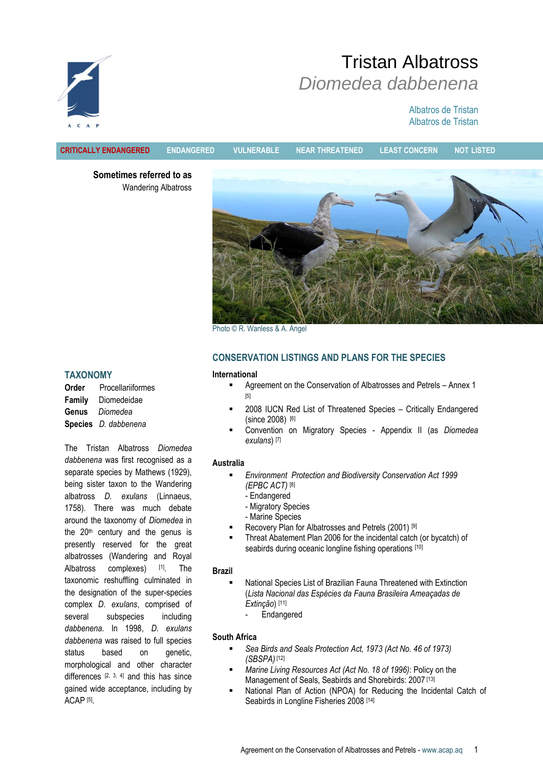# Tristan Albatross

## *Diomedea dabbenena*

Albatros de Tristan
Albatros de Tristan

CRITICALLY ENDANGERED | ENDANGERED | VULNERABLE | NEAR THREATENED | LEAST CONCERN | NOT LISTED

**Sometimes referred to as**
Wandering Albatross

Photo © R. Wanless & A. Angel

## TAXONOMY

**Order** Procellariiformes
**Family** Diomedeidae
**Genus** *Diomedea*
**Species** *D. dabbenena*

The Tristan Albatross *Diomedea dabbenena* was first recognised as a separate species by Mathews (1929), being sister taxon to the Wandering albatross *D. exulans* (Linnaeus, 1758). There was much debate around the taxonomy of *Diomedea* in the 20th century and the genus is presently reserved for the great albatrosses (Wandering and Royal Albatross complexes) [1]. The taxonomic reshuffling culminated in the designation of the super-species complex *D. exulans*, comprised of several subspecies including *dabbenena*. In 1998, *D. exulans dabbenena* was raised to full species status based on genetic, morphological and other character differences [2, 3, 4] and this has since gained wide acceptance, including by ACAP [5].

## CONSERVATION LISTINGS AND PLANS FOR THE SPECIES

### International

- Agreement on the Conservation of Albatrosses and Petrels – Annex 1 [5]
- 2008 IUCN Red List of Threatened Species – Critically Endangered (since 2008) [6]
- Convention on Migratory Species - Appendix II (as *Diomedea exulans*) [7]

### Australia

- *Environment Protection and Biodiversity Conservation Act 1999 (EPBC ACT)* [8]
  - Endangered
  - Migratory Species
  - Marine Species
- Recovery Plan for Albatrosses and Petrels (2001) [9]
- Threat Abatement Plan 2006 for the incidental catch (or bycatch) of seabirds during oceanic longline fishing operations [10]

### Brazil

- National Species List of Brazilian Fauna Threatened with Extinction (*Lista Nacional das Espécies da Fauna Brasileira Ameaçadas de Extinção*) [11]
  - Endangered

### South Africa

- *Sea Birds and Seals Protection Act, 1973 (Act No. 46 of 1973) (SBSPA)* [12]
- *Marine Living Resources Act (Act No. 18 of 1996)*: Policy on the Management of Seals, Seabirds and Shorebirds: 2007 [13]
- National Plan of Action (NPOA) for Reducing the Incidental Catch of Seabirds in Longline Fisheries 2008 [14]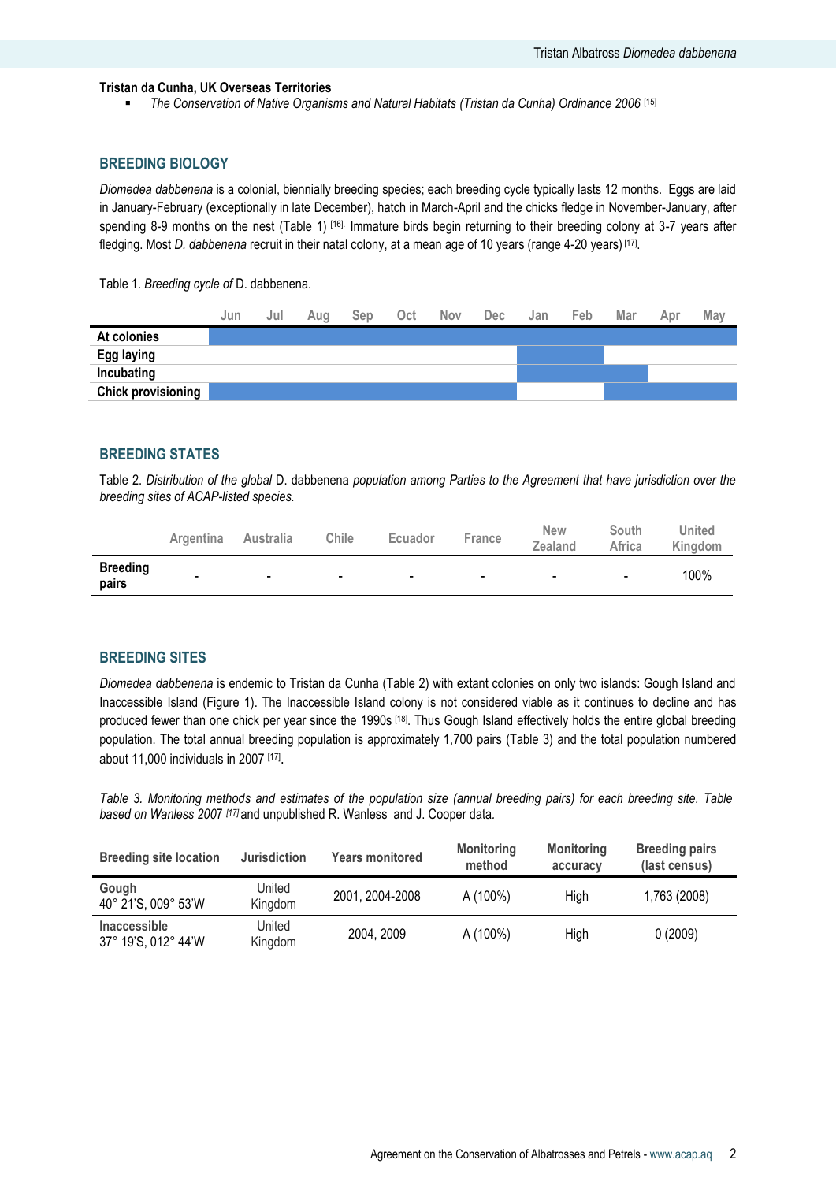**Tristan da Cunha, UK Overseas Territories**

- *The Conservation of Native Organisms and Natural Habitats (Tristan da Cunha) Ordinance 2006* [15]

## BREEDING BIOLOGY

*Diomedea dabbenena* is a colonial, biennially breeding species; each breeding cycle typically lasts 12 months. Eggs are laid in January-February (exceptionally in late December), hatch in March-April and the chicks fledge in November-January, after spending 8-9 months on the nest (Table 1) [16]. Immature birds begin returning to their breeding colony at 3-7 years after fledging. Most *D. dabbenena* recruit in their natal colony, at a mean age of 10 years (range 4-20 years) [17].

Table 1. *Breeding cycle of* D. dabbenena.

| | Jun | Jul | Aug | Sep | Oct | Nov | Dec | Jan | Feb | Mar | Apr | May |
|---|---|---|---|---|---|---|---|---|---|---|---|---|
| **At colonies** | ■ | ■ | ■ | ■ | ■ | ■ | ■ | ■ | ■ | ■ | ■ | ■ |
| **Egg laying** | | | | | | | | ■ | ■ | | | |
| **Incubating** | | | | | | | | ■ | ■ | ■ | | |
| **Chick provisioning** | ■ | ■ | ■ | ■ | ■ | ■ | ■ | | | ■ | ■ | ■ |

## BREEDING STATES

Table 2. *Distribution of the global* D. dabbenena *population among Parties to the Agreement that have jurisdiction over the breeding sites of ACAP-listed species.*

| | Argentina | Australia | Chile | Ecuador | France | New Zealand | South Africa | United Kingdom |
|---|---|---|---|---|---|---|---|---|
| **Breeding pairs** | - | - | - | - | - | - | - | 100% |

## BREEDING SITES

*Diomedea dabbenena* is endemic to Tristan da Cunha (Table 2) with extant colonies on only two islands: Gough Island and Inaccessible Island (Figure 1). The Inaccessible Island colony is not considered viable as it continues to decline and has produced fewer than one chick per year since the 1990s [18]. Thus Gough Island effectively holds the entire global breeding population. The total annual breeding population is approximately 1,700 pairs (Table 3) and the total population numbered about 11,000 individuals in 2007 [17].

*Table 3. Monitoring methods and estimates of the population size (annual breeding pairs) for each breeding site. Table based on Wanless 2007* [17] and unpublished R. Wanless and J. Cooper data.

| Breeding site location | Jurisdiction | Years monitored | Monitoring method | Monitoring accuracy | Breeding pairs (last census) |
|---|---|---|---|---|---|
| **Gough** 40° 21'S, 009° 53'W | United Kingdom | 2001, 2004-2008 | A (100%) | High | 1,763 (2008) |
| **Inaccessible** 37° 19'S, 012° 44'W | United Kingdom | 2004, 2009 | A (100%) | High | 0 (2009) |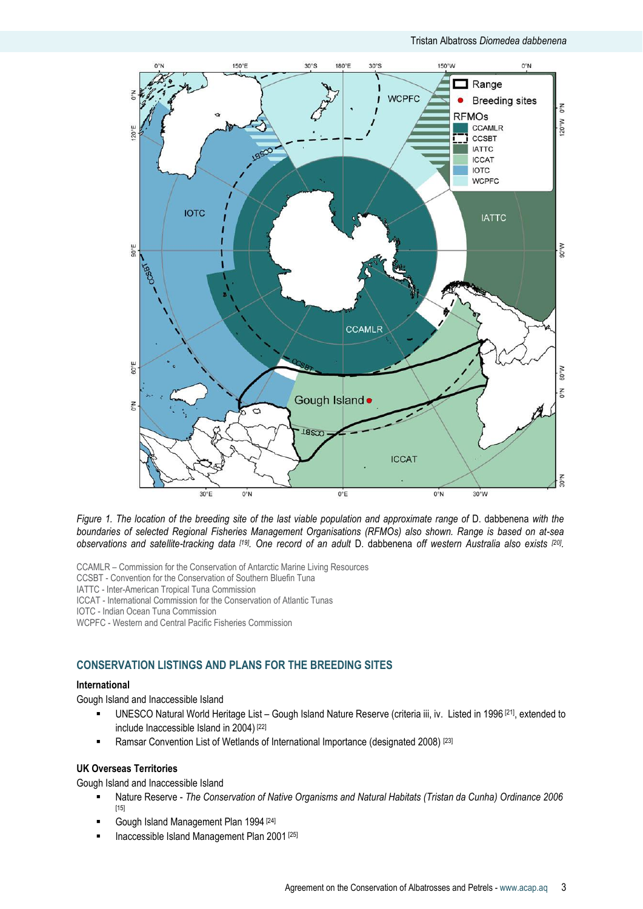*Figure 1. The location of the breeding site of the last viable population and approximate range of* D. dabbenena *with the boundaries of selected Regional Fisheries Management Organisations (RFMOs) also shown. Range is based on at-sea observations and satellite-tracking data [19]. One record of an adult* D. dabbenena *off western Australia also exists [20].*

CCAMLR – Commission for the Conservation of Antarctic Marine Living Resources
CCSBT - Convention for the Conservation of Southern Bluefin Tuna
IATTC - Inter-American Tropical Tuna Commission
ICCAT - International Commission for the Conservation of Atlantic Tunas
IOTC - Indian Ocean Tuna Commission
WCPFC - Western and Central Pacific Fisheries Commission

## CONSERVATION LISTINGS AND PLANS FOR THE BREEDING SITES

### International

Gough Island and Inaccessible Island

- UNESCO Natural World Heritage List – Gough Island Nature Reserve (criteria iii, iv. Listed in 1996 [21], extended to include Inaccessible Island in 2004) [22]
- Ramsar Convention List of Wetlands of International Importance (designated 2008) [23]

### UK Overseas Territories

Gough Island and Inaccessible Island

- Nature Reserve - *The Conservation of Native Organisms and Natural Habitats (Tristan da Cunha) Ordinance 2006* [15]
- Gough Island Management Plan 1994 [24]
- Inaccessible Island Management Plan 2001 [25]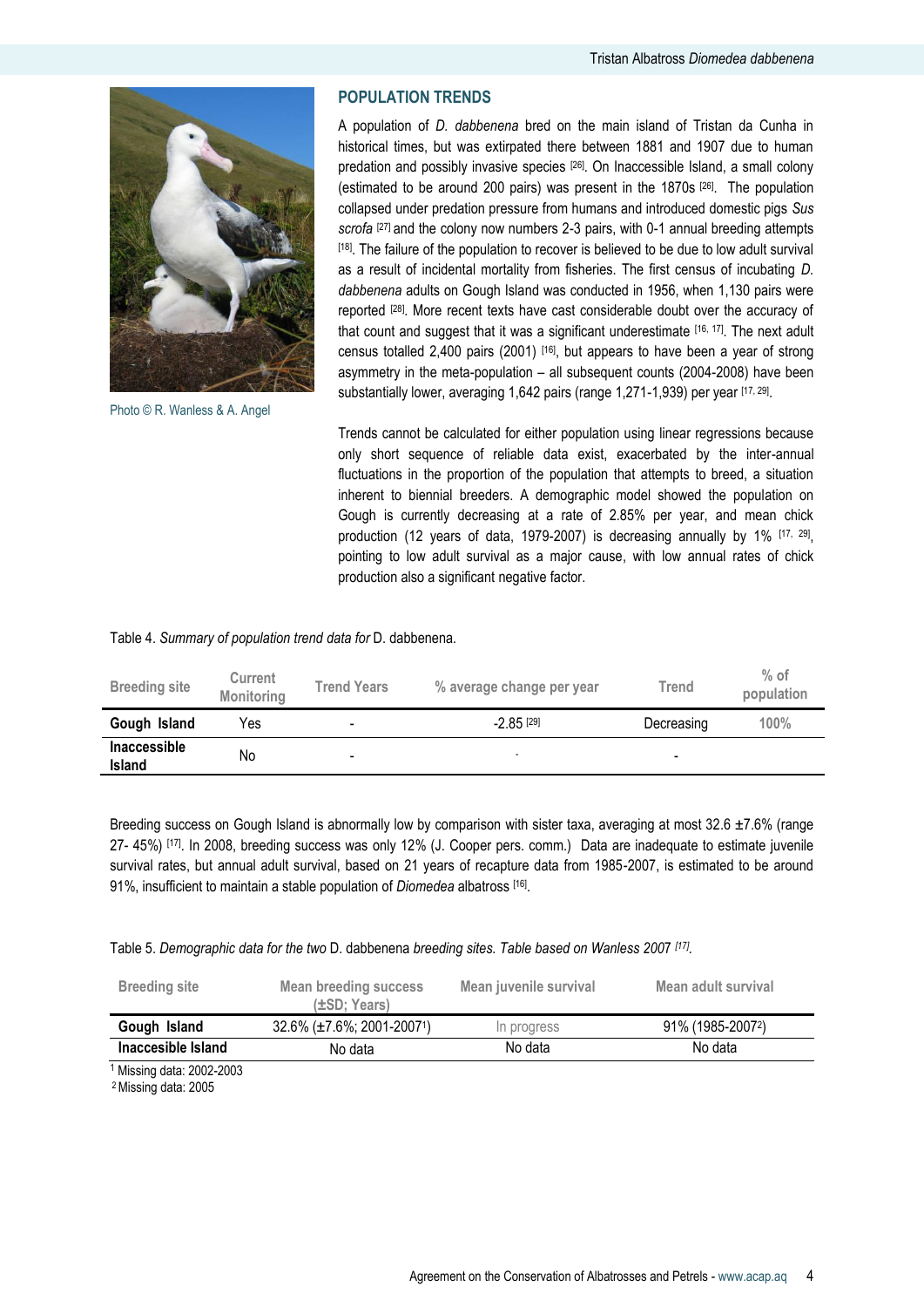Photo © R. Wanless & A. Angel

## POPULATION TRENDS

A population of *D. dabbenena* bred on the main island of Tristan da Cunha in historical times, but was extirpated there between 1881 and 1907 due to human predation and possibly invasive species [26]. On Inaccessible Island, a small colony (estimated to be around 200 pairs) was present in the 1870s [26]. The population collapsed under predation pressure from humans and introduced domestic pigs *Sus scrofa* [27] and the colony now numbers 2-3 pairs, with 0-1 annual breeding attempts [18]. The failure of the population to recover is believed to be due to low adult survival as a result of incidental mortality from fisheries. The first census of incubating *D. dabbenena* adults on Gough Island was conducted in 1956, when 1,130 pairs were reported [28]. More recent texts have cast considerable doubt over the accuracy of that count and suggest that it was a significant underestimate [16, 17]. The next adult census totalled 2,400 pairs (2001) [16], but appears to have been a year of strong asymmetry in the meta-population – all subsequent counts (2004-2008) have been substantially lower, averaging 1,642 pairs (range 1,271-1,939) per year [17, 29].

Trends cannot be calculated for either population using linear regressions because only short sequence of reliable data exist, exacerbated by the inter-annual fluctuations in the proportion of the population that attempts to breed, a situation inherent to biennial breeders. A demographic model showed the population on Gough is currently decreasing at a rate of 2.85% per year, and mean chick production (12 years of data, 1979-2007) is decreasing annually by 1% [17, 29], pointing to low adult survival as a major cause, with low annual rates of chick production also a significant negative factor.

Table 4. *Summary of population trend data for* D. dabbenena.

| Breeding site | Current Monitoring | Trend Years | % average change per year | Trend | % of population |
|---|---|---|---|---|---|
| **Gough Island** | Yes | - | -2.85 [29] | Decreasing | 100% |
| **Inaccessible Island** | No | - | - | - | |

Breeding success on Gough Island is abnormally low by comparison with sister taxa, averaging at most 32.6 ±7.6% (range 27- 45%) [17]. In 2008, breeding success was only 12% (J. Cooper pers. comm.) Data are inadequate to estimate juvenile survival rates, but annual adult survival, based on 21 years of recapture data from 1985-2007, is estimated to be around 91%, insufficient to maintain a stable population of *Diomedea* albatross [16].

Table 5. *Demographic data for the two* D. dabbenena *breeding sites. Table based on Wanless 2007* [17].

| Breeding site | Mean breeding success (±SD; Years) | Mean juvenile survival | Mean adult survival |
|---|---|---|---|
| **Gough Island** | 32.6% (±7.6%; 2001-2007[1]) | In progress | 91% (1985-2007[2]) |
| **Inaccesible Island** | No data | No data | No data |

[1] Missing data: 2002-2003
[2] Missing data: 2005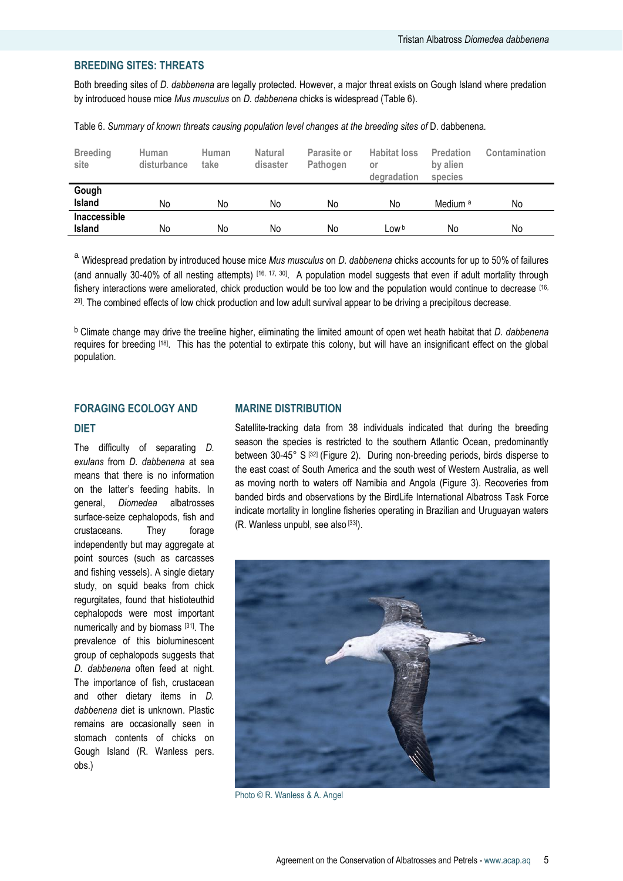## BREEDING SITES: THREATS

Both breeding sites of *D. dabbenena* are legally protected. However, a major threat exists on Gough Island where predation by introduced house mice *Mus musculus* on *D. dabbenena* chicks is widespread (Table 6).

Table 6. *Summary of known threats causing population level changes at the breeding sites of* D. dabbenena.

| Breeding site | Human disturbance | Human take | Natural disaster | Parasite or Pathogen | Habitat loss or degradation | Predation by alien species | Contamination |
|---|---|---|---|---|---|---|---|
| **Gough Island** | No | No | No | No | No | Medium [a] | No |
| **Inaccessible Island** | No | No | No | No | Low [b] | No | No |

[a] Widespread predation by introduced house mice *Mus musculus* on *D. dabbenena* chicks accounts for up to 50% of failures (and annually 30-40% of all nesting attempts) [16, 17, 30]. A population model suggests that even if adult mortality through fishery interactions were ameliorated, chick production would be too low and the population would continue to decrease [16, 29]. The combined effects of low chick production and low adult survival appear to be driving a precipitous decrease.

[b] Climate change may drive the treeline higher, eliminating the limited amount of open wet heath habitat that *D. dabbenena* requires for breeding [18]. This has the potential to extirpate this colony, but will have an insignificant effect on the global population.

## FORAGING ECOLOGY AND DIET

The difficulty of separating *D. exulans* from *D. dabbenena* at sea means that there is no information on the latter's feeding habits. In general, *Diomedea* albatrosses surface-seize cephalopods, fish and crustaceans. They forage independently but may aggregate at point sources (such as carcasses and fishing vessels). A single dietary study, on squid beaks from chick regurgitates, found that histioteuthid cephalopods were most important numerically and by biomass [31]. The prevalence of this bioluminescent group of cephalopods suggests that *D. dabbenena* often feed at night. The importance of fish, crustacean and other dietary items in *D. dabbenena* diet is unknown. Plastic remains are occasionally seen in stomach contents of chicks on Gough Island (R. Wanless pers. obs.)

## MARINE DISTRIBUTION

Satellite-tracking data from 38 individuals indicated that during the breeding season the species is restricted to the southern Atlantic Ocean, predominantly between 30-45° S [32] (Figure 2). During non-breeding periods, birds disperse to the east coast of South America and the south west of Western Australia, as well as moving north to waters off Namibia and Angola (Figure 3). Recoveries from banded birds and observations by the BirdLife International Albatross Task Force indicate mortality in longline fisheries operating in Brazilian and Uruguayan waters (R. Wanless unpubl, see also [33]).

Photo © R. Wanless & A. Angel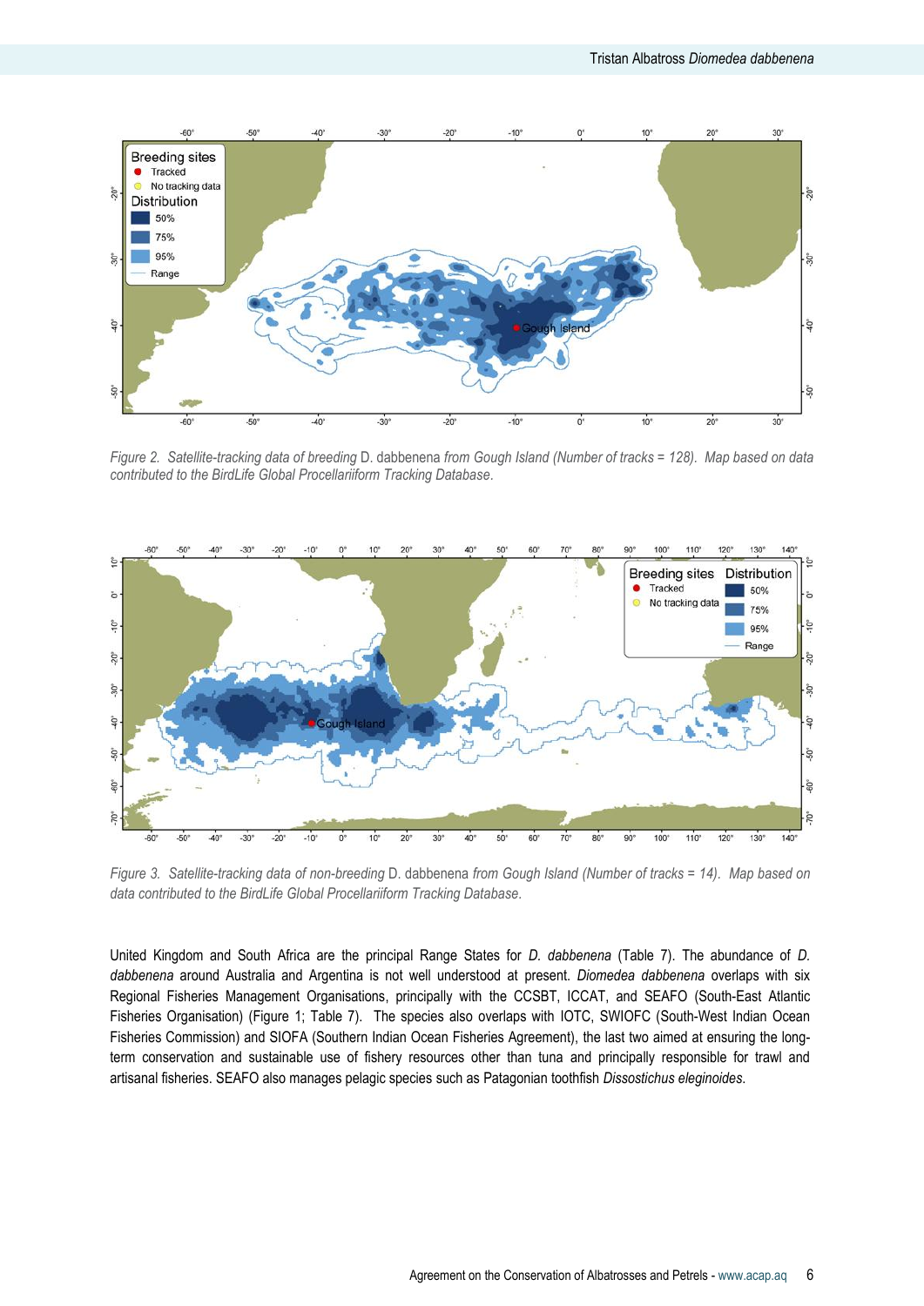*Figure 2. Satellite-tracking data of breeding* D. dabbenena *from Gough Island (Number of tracks = 128). Map based on data contributed to the BirdLife Global Procellariiform Tracking Database.*

*Figure 3. Satellite-tracking data of non-breeding* D. dabbenena *from Gough Island (Number of tracks = 14). Map based on data contributed to the BirdLife Global Procellariiform Tracking Database.*

United Kingdom and South Africa are the principal Range States for *D. dabbenena* (Table 7). The abundance of *D. dabbenena* around Australia and Argentina is not well understood at present. *Diomedea dabbenena* overlaps with six Regional Fisheries Management Organisations, principally with the CCSBT, ICCAT, and SEAFO (South-East Atlantic Fisheries Organisation) (Figure 1; Table 7). The species also overlaps with IOTC, SWIOFC (South-West Indian Ocean Fisheries Commission) and SIOFA (Southern Indian Ocean Fisheries Agreement), the last two aimed at ensuring the long-term conservation and sustainable use of fishery resources other than tuna and principally responsible for trawl and artisanal fisheries. SEAFO also manages pelagic species such as Patagonian toothfish *Dissostichus eleginoides*.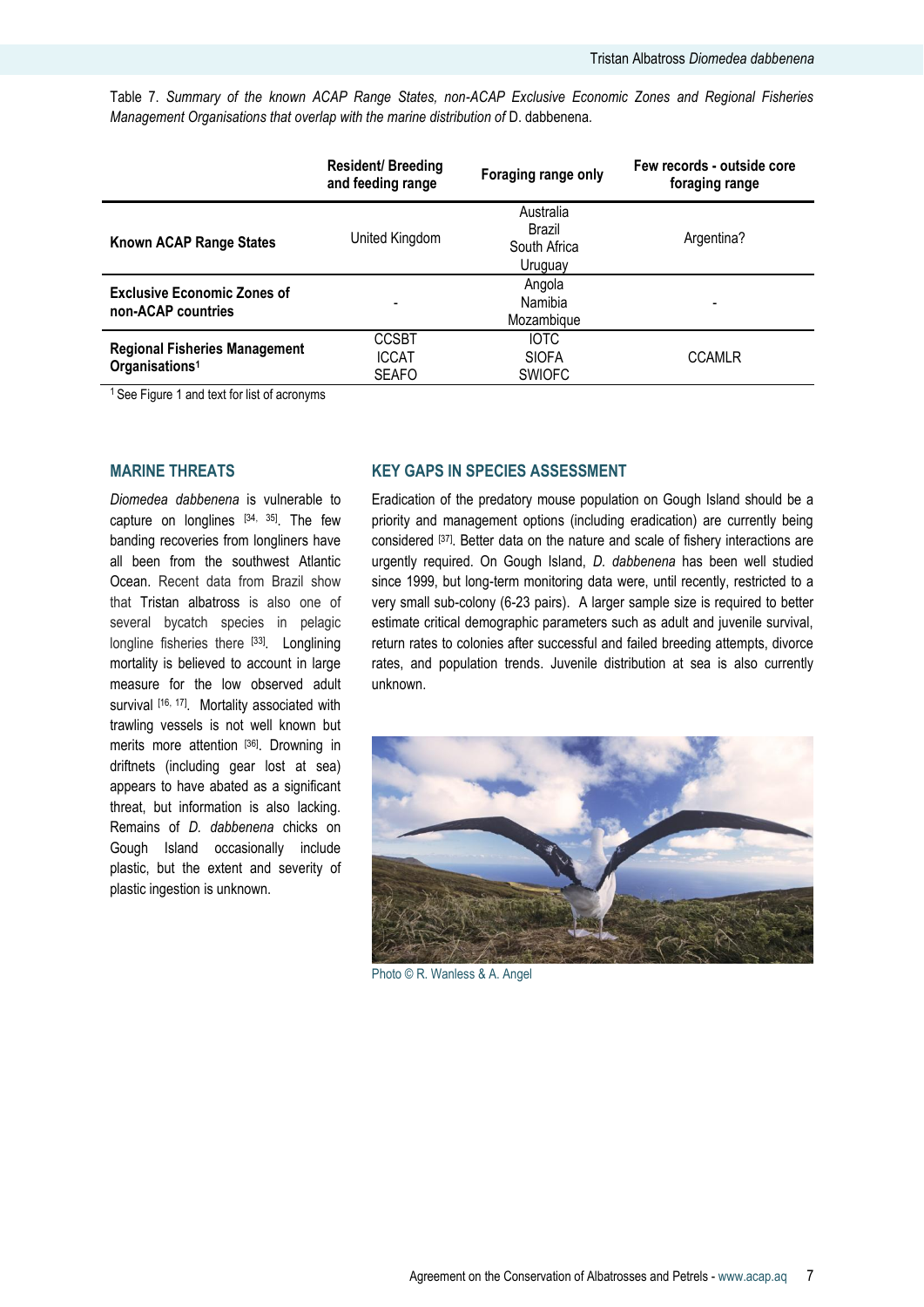Table 7. *Summary of the known ACAP Range States, non-ACAP Exclusive Economic Zones and Regional Fisheries Management Organisations that overlap with the marine distribution of* D. dabbenena.

| | Resident/ Breeding and feeding range | Foraging range only | Few records - outside core foraging range |
|---|---|---|---|
| **Known ACAP Range States** | United Kingdom | Australia<br>Brazil<br>South Africa<br>Uruguay | Argentina? |
| **Exclusive Economic Zones of non-ACAP countries** | - | Angola<br>Namibia<br>Mozambique | - |
| **Regional Fisheries Management Organisations**[1] | CCSBT<br>ICCAT<br>SEAFO | IOTC<br>SIOFA<br>SWIOFC | CCAMLR |

[1] See Figure 1 and text for list of acronyms

## MARINE THREATS

*Diomedea dabbenena* is vulnerable to capture on longlines [34, 35]. The few banding recoveries from longliners have all been from the southwest Atlantic Ocean. Recent data from Brazil show that Tristan albatross is also one of several bycatch species in pelagic longline fisheries there [33]. Longlining mortality is believed to account in large measure for the low observed adult survival [16, 17]. Mortality associated with trawling vessels is not well known but merits more attention [36]. Drowning in driftnets (including gear lost at sea) appears to have abated as a significant threat, but information is also lacking. Remains of *D. dabbenena* chicks on Gough Island occasionally include plastic, but the extent and severity of plastic ingestion is unknown.

## KEY GAPS IN SPECIES ASSESSMENT

Eradication of the predatory mouse population on Gough Island should be a priority and management options (including eradication) are currently being considered [37]. Better data on the nature and scale of fishery interactions are urgently required. On Gough Island, *D. dabbenena* has been well studied since 1999, but long-term monitoring data were, until recently, restricted to a very small sub-colony (6-23 pairs). A larger sample size is required to better estimate critical demographic parameters such as adult and juvenile survival, return rates to colonies after successful and failed breeding attempts, divorce rates, and population trends. Juvenile distribution at sea is also currently unknown.

Photo © R. Wanless & A. Angel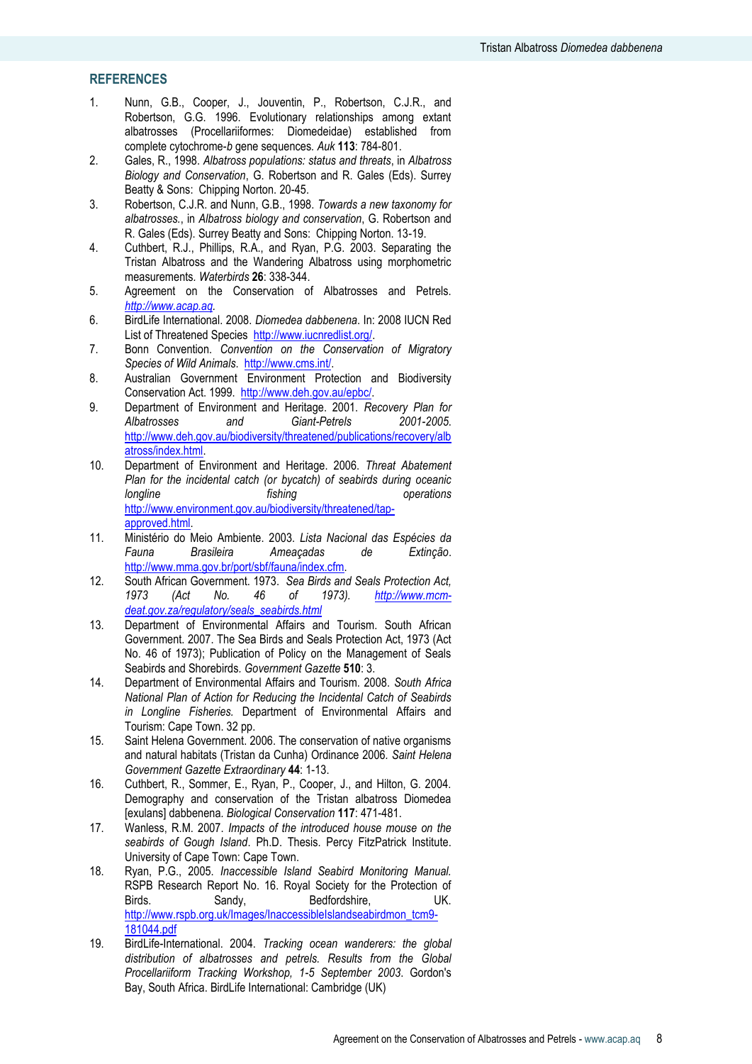## REFERENCES

1. Nunn, G.B., Cooper, J., Jouventin, P., Robertson, C.J.R., and Robertson, G.G. 1996. Evolutionary relationships among extant albatrosses (Procellariiformes: Diomedeidae) established from complete cytochrome-*b* gene sequences. *Auk* **113**: 784-801.
2. Gales, R., 1998. *Albatross populations: status and threats*, in *Albatross Biology and Conservation*, G. Robertson and R. Gales (Eds). Surrey Beatty & Sons: Chipping Norton. 20-45.
3. Robertson, C.J.R. and Nunn, G.B., 1998. *Towards a new taxonomy for albatrosses.*, in *Albatross biology and conservation*, G. Robertson and R. Gales (Eds). Surrey Beatty and Sons: Chipping Norton. 13-19.
4. Cuthbert, R.J., Phillips, R.A., and Ryan, P.G. 2003. Separating the Tristan Albatross and the Wandering Albatross using morphometric measurements. *Waterbirds* **26**: 338-344.
5. Agreement on the Conservation of Albatrosses and Petrels. *http://www.acap.aq*.
6. BirdLife International. 2008. *Diomedea dabbenena*. In: 2008 IUCN Red List of Threatened Species http://www.iucnredlist.org/.
7. Bonn Convention. *Convention on the Conservation of Migratory Species of Wild Animals*. http://www.cms.int/.
8. Australian Government Environment Protection and Biodiversity Conservation Act. 1999. http://www.deh.gov.au/epbc/.
9. Department of Environment and Heritage. 2001. *Recovery Plan for Albatrosses and Giant-Petrels 2001-2005*. http://www.deh.gov.au/biodiversity/threatened/publications/recovery/albatross/index.html.
10. Department of Environment and Heritage. 2006. *Threat Abatement Plan for the incidental catch (or bycatch) of seabirds during oceanic longline fishing operations* http://www.environment.gov.au/biodiversity/threatened/tap-approved.html.
11. Ministério do Meio Ambiente. 2003. *Lista Nacional das Espécies da Fauna Brasileira Ameaçadas de Extinção*. http://www.mma.gov.br/port/sbf/fauna/index.cfm.
12. South African Government. 1973. *Sea Birds and Seals Protection Act, 1973 (Act No. 46 of 1973). http://www.mcm-deat.gov.za/regulatory/seals_seabirds.html*
13. Department of Environmental Affairs and Tourism. South African Government. 2007. The Sea Birds and Seals Protection Act, 1973 (Act No. 46 of 1973); Publication of Policy on the Management of Seals Seabirds and Shorebirds. *Government Gazette* **510**: 3.
14. Department of Environmental Affairs and Tourism. 2008. *South Africa National Plan of Action for Reducing the Incidental Catch of Seabirds in Longline Fisheries.* Department of Environmental Affairs and Tourism: Cape Town. 32 pp.
15. Saint Helena Government. 2006. The conservation of native organisms and natural habitats (Tristan da Cunha) Ordinance 2006. *Saint Helena Government Gazette Extraordinary* **44**: 1-13.
16. Cuthbert, R., Sommer, E., Ryan, P., Cooper, J., and Hilton, G. 2004. Demography and conservation of the Tristan albatross Diomedea [exulans] dabbenena. *Biological Conservation* **117**: 471-481.
17. Wanless, R.M. 2007. *Impacts of the introduced house mouse on the seabirds of Gough Island*. Ph.D. Thesis. Percy FitzPatrick Institute. University of Cape Town: Cape Town.
18. Ryan, P.G., 2005. *Inaccessible Island Seabird Monitoring Manual.* RSPB Research Report No. 16. Royal Society for the Protection of Birds. Sandy, Bedfordshire, UK. http://www.rspb.org.uk/Images/InaccessibleIslandseabirdmon_tcm9-181044.pdf
19. BirdLife-International. 2004. *Tracking ocean wanderers: the global distribution of albatrosses and petrels. Results from the Global Procellariiform Tracking Workshop, 1-5 September 2003.* Gordon's Bay, South Africa. BirdLife International: Cambridge (UK)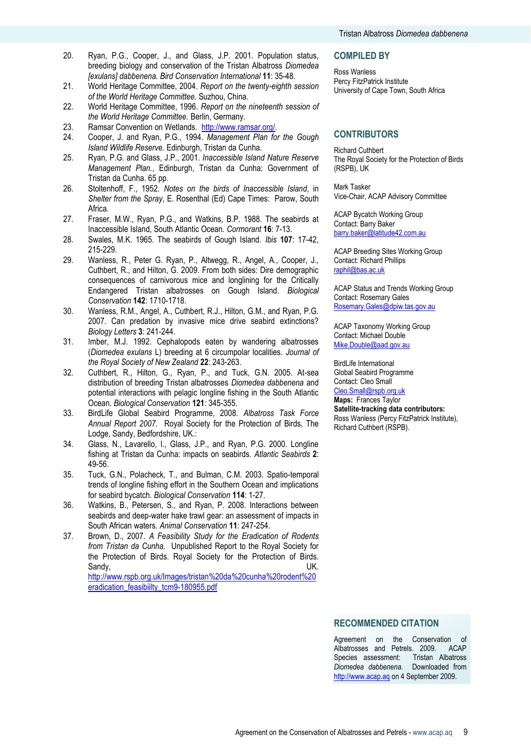20. Ryan, P.G., Cooper, J., and Glass, J.P. 2001. Population status, breeding biology and conservation of the Tristan Albatross *Diomedea [exulans] dabbenena*. *Bird Conservation International* **11**: 35-48.
21. World Heritage Committee, 2004. *Report on the twenty-eighth session of the World Heritage Committee.* Suzhou, China.
22. World Heritage Committee, 1996. *Report on the nineteenth session of the World Heritage Committee.* Berlin, Germany.
23. Ramsar Convention on Wetlands. http://www.ramsar.org/.
24. Cooper, J. and Ryan, P.G., 1994. *Management Plan for the Gough Island Wildlife Reserve.* Edinburgh, Tristan da Cunha.
25. Ryan, P.G. and Glass, J.P., 2001. *Inaccessible Island Nature Reserve Management Plan.*, Edinburgh, Tristan da Cunha: Government of Tristan da Cunha. 65 pp.
26. Stoltenhoff, F., 1952. *Notes on the birds of Inaccessible Island*, in *Shelter from the Spray*, E. Rosenthal (Ed) Cape Times: Parow, South Africa.
27. Fraser, M.W., Ryan, P.G., and Watkins, B.P. 1988. The seabirds at Inaccessible Island, South Atlantic Ocean. *Cormorant* **16**: 7-13.
28. Swales, M.K. 1965. The seabirds of Gough Island. *Ibis* **107**: 17-42, 215-229.
29. Wanless, R., Peter G. Ryan, P., Altwegg, R., Angel, A., Cooper, J., Cuthbert, R., and Hilton, G. 2009. From both sides: Dire demographic consequences of carnivorous mice and longlining for the Critically Endangered Tristan albatrosses on Gough Island. *Biological Conservation* **142**: 1710-1718.
30. Wanless, R.M., Angel, A., Cuthbert, R.J., Hilton, G.M., and Ryan, P.G. 2007. Can predation by invasive mice drive seabird extinctions? *Biology Letters* **3**: 241-244.
31. Imber, M.J. 1992. Cephalopods eaten by wandering albatrosses (*Diomedea exulans* L) breeding at 6 circumpolar localities. *Journal of the Royal Society of New Zealand* **22**: 243-263.
32. Cuthbert, R., Hilton, G., Ryan, P., and Tuck, G.N. 2005. At-sea distribution of breeding Tristan albatrosses *Diomedea dabbenena* and potential interactions with pelagic longline fishing in the South Atlantic Ocean. *Biological Conservation* **121**: 345-355.
33. BirdLife Global Seabird Programme, 2008. *Albatross Task Force Annual Report 2007.* Royal Society for the Protection of Birds, The Lodge, Sandy, Bedfordshire, UK.:
34. Glass, N., Lavarello, I., Glass, J.P., and Ryan, P.G. 2000. Longline fishing at Tristan da Cunha: impacts on seabirds. *Atlantic Seabirds* **2**: 49-56.
35. Tuck, G.N., Polacheck, T., and Bulman, C.M. 2003. Spatio-temporal trends of longline fishing effort in the Southern Ocean and implications for seabird bycatch. *Biological Conservation* **114**: 1-27.
36. Watkins, B., Petersen, S., and Ryan, P. 2008. Interactions between seabirds and deep-water hake trawl gear: an assessment of impacts in South African waters. *Animal Conservation* **11**: 247-254.
37. Brown, D., 2007. *A Feasibility Study for the Eradication of Rodents from Tristan da Cunha.* Unpublished Report to the Royal Society for the Protection of Birds. Royal Society for the Protection of Birds. Sandy, UK. http://www.rspb.org.uk/Images/tristan%20da%20cunha%20rodent%20eradication_feasibiilty_tcm9-180955.pdf

## COMPILED BY

Ross Wanless
Percy FitzPatrick Institute
University of Cape Town, South Africa

## CONTRIBUTORS

Richard Cuthbert
The Royal Society for the Protection of Birds (RSPB), UK

Mark Tasker
Vice-Chair, ACAP Advisory Committee

ACAP Bycatch Working Group
Contact: Barry Baker
barry.baker@latitude42.com.au

ACAP Breeding Sites Working Group
Contact: Richard Phillips
raphil@bas.ac.uk

ACAP Status and Trends Working Group
Contact: Rosemary Gales
Rosemary.Gales@dpiw.tas.gov.au

ACAP Taxonomy Working Group
Contact: Michael Double
Mike.Double@aad.gov.au

BirdLife International
Global Seabird Programme
Contact: Cleo Small
Cleo.Small@rspb.org.uk
**Maps:** Frances Taylor
**Satellite-tracking data contributors:**
Ross Wanless (Percy FitzPatrick Institute), Richard Cuthbert (RSPB).

## RECOMMENDED CITATION

Agreement on the Conservation of Albatrosses and Petrels. 2009. ACAP Species assessment: Tristan Albatross *Diomedea dabbenena.* Downloaded from http://www.acap.aq on 4 September 2009.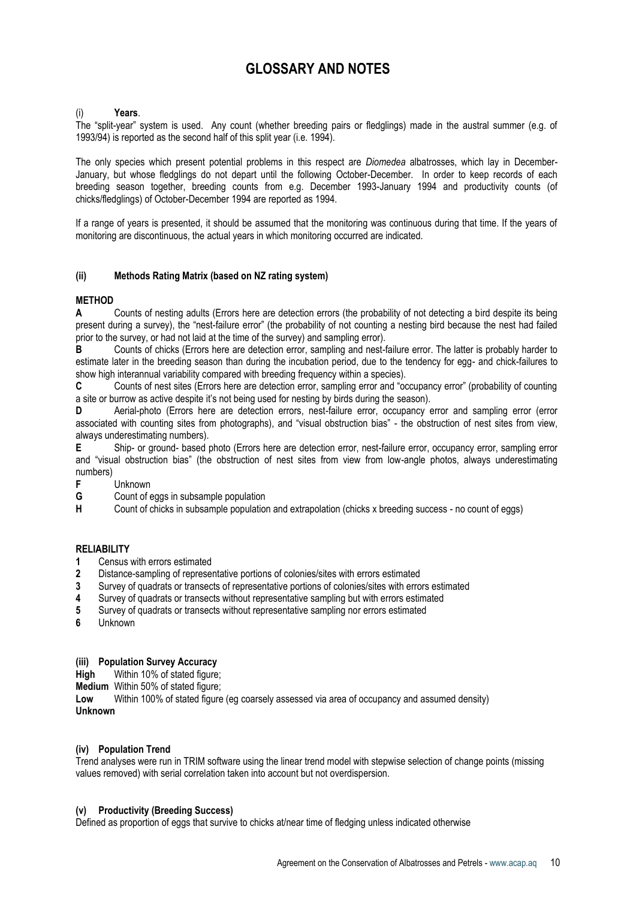# GLOSSARY AND NOTES

### (i) **Years**.

The "split-year" system is used. Any count (whether breeding pairs or fledglings) made in the austral summer (e.g. of 1993/94) is reported as the second half of this split year (i.e. 1994).

The only species which present potential problems in this respect are *Diomedea* albatrosses, which lay in December-January, but whose fledglings do not depart until the following October-December. In order to keep records of each breeding season together, breeding counts from e.g. December 1993-January 1994 and productivity counts (of chicks/fledglings) of October-December 1994 are reported as 1994.

If a range of years is presented, it should be assumed that the monitoring was continuous during that time. If the years of monitoring are discontinuous, the actual years in which monitoring occurred are indicated.

### (ii) Methods Rating Matrix (based on NZ rating system)

**METHOD**

**A** Counts of nesting adults (Errors here are detection errors (the probability of not detecting a bird despite its being present during a survey), the "nest-failure error" (the probability of not counting a nesting bird because the nest had failed prior to the survey, or had not laid at the time of the survey) and sampling error).

**B** Counts of chicks (Errors here are detection error, sampling and nest-failure error. The latter is probably harder to estimate later in the breeding season than during the incubation period, due to the tendency for egg- and chick-failures to show high interannual variability compared with breeding frequency within a species).

**C** Counts of nest sites (Errors here are detection error, sampling error and "occupancy error" (probability of counting a site or burrow as active despite it's not being used for nesting by birds during the season).

**D** Aerial-photo (Errors here are detection errors, nest-failure error, occupancy error and sampling error (error associated with counting sites from photographs), and "visual obstruction bias" - the obstruction of nest sites from view, always underestimating numbers).

**E** Ship- or ground- based photo (Errors here are detection error, nest-failure error, occupancy error, sampling error and "visual obstruction bias" (the obstruction of nest sites from view from low-angle photos, always underestimating numbers)

**F** Unknown

**G** Count of eggs in subsample population

**H** Count of chicks in subsample population and extrapolation (chicks x breeding success - no count of eggs)

**RELIABILITY**

**1** Census with errors estimated

**2** Distance-sampling of representative portions of colonies/sites with errors estimated

**3** Survey of quadrats or transects of representative portions of colonies/sites with errors estimated

**4** Survey of quadrats or transects without representative sampling but with errors estimated

**5** Survey of quadrats or transects without representative sampling nor errors estimated

**6** Unknown

### (iii) Population Survey Accuracy

**High** Within 10% of stated figure;

**Medium** Within 50% of stated figure;

**Low** Within 100% of stated figure (eg coarsely assessed via area of occupancy and assumed density)

**Unknown**

### (iv) Population Trend

Trend analyses were run in TRIM software using the linear trend model with stepwise selection of change points (missing values removed) with serial correlation taken into account but not overdispersion.

### (v) Productivity (Breeding Success)

Defined as proportion of eggs that survive to chicks at/near time of fledging unless indicated otherwise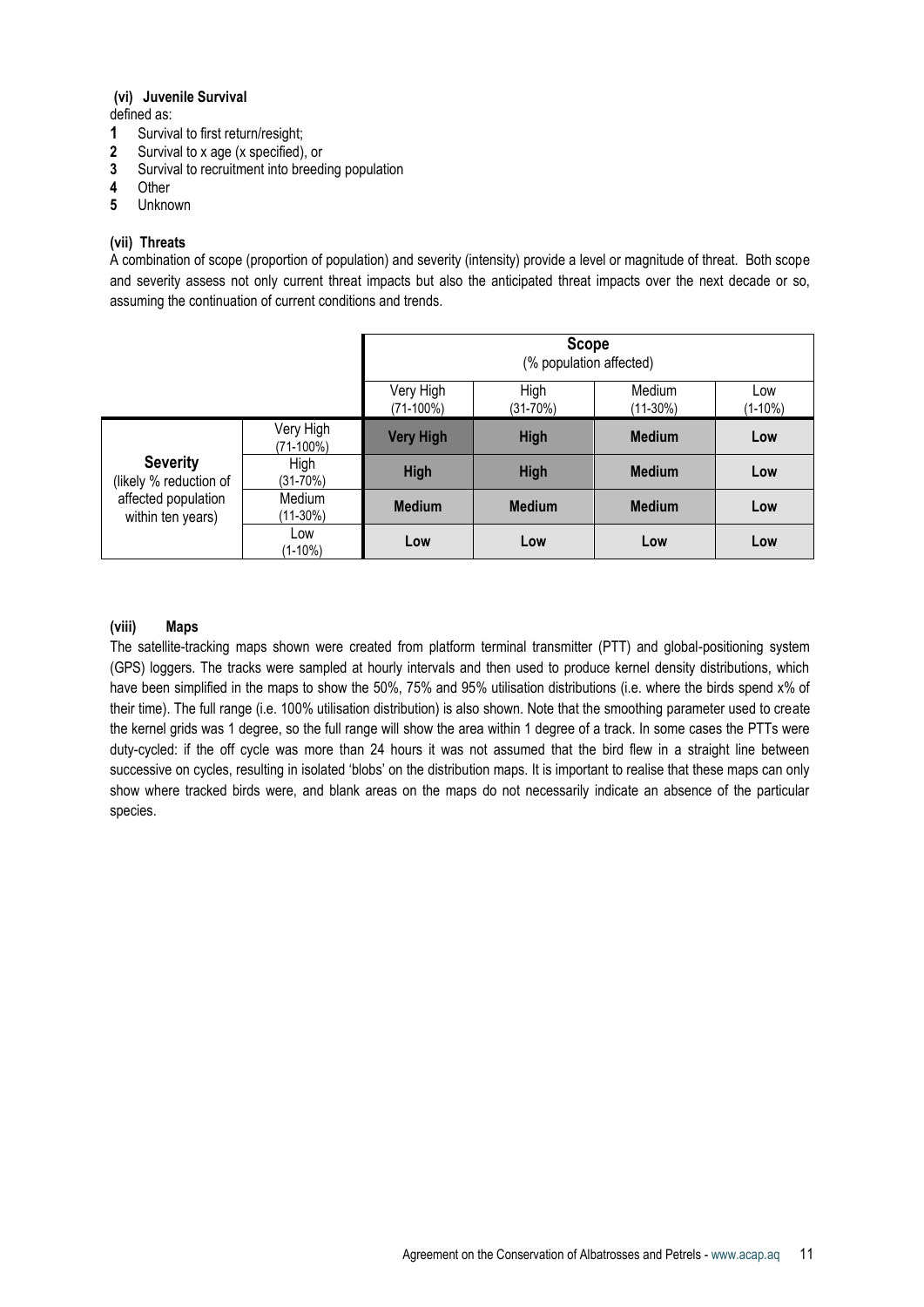### (vi) Juvenile Survival

defined as:

1. Survival to first return/resight;
2. Survival to x age (x specified), or
3. Survival to recruitment into breeding population
4. Other
5. Unknown

### (vii) Threats

A combination of scope (proportion of population) and severity (intensity) provide a level or magnitude of threat. Both scope and severity assess not only current threat impacts but also the anticipated threat impacts over the next decade or so, assuming the continuation of current conditions and trends.

| | | **Scope** (% population affected) | | | |
|---|---|---|---|---|---|
| | | Very High (71-100%) | High (31-70%) | Medium (11-30%) | Low (1-10%) |
| **Severity** (likely % reduction of affected population within ten years) | Very High (71-100%) | **Very High** | **High** | **Medium** | **Low** |
| | High (31-70%) | **High** | **High** | **Medium** | **Low** |
| | Medium (11-30%) | **Medium** | **Medium** | **Medium** | **Low** |
| | Low (1-10%) | **Low** | **Low** | **Low** | **Low** |

### (viii) Maps

The satellite-tracking maps shown were created from platform terminal transmitter (PTT) and global-positioning system (GPS) loggers. The tracks were sampled at hourly intervals and then used to produce kernel density distributions, which have been simplified in the maps to show the 50%, 75% and 95% utilisation distributions (i.e. where the birds spend x% of their time). The full range (i.e. 100% utilisation distribution) is also shown. Note that the smoothing parameter used to create the kernel grids was 1 degree, so the full range will show the area within 1 degree of a track. In some cases the PTTs were duty-cycled: if the off cycle was more than 24 hours it was not assumed that the bird flew in a straight line between successive on cycles, resulting in isolated 'blobs' on the distribution maps. It is important to realise that these maps can only show where tracked birds were, and blank areas on the maps do not necessarily indicate an absence of the particular species.